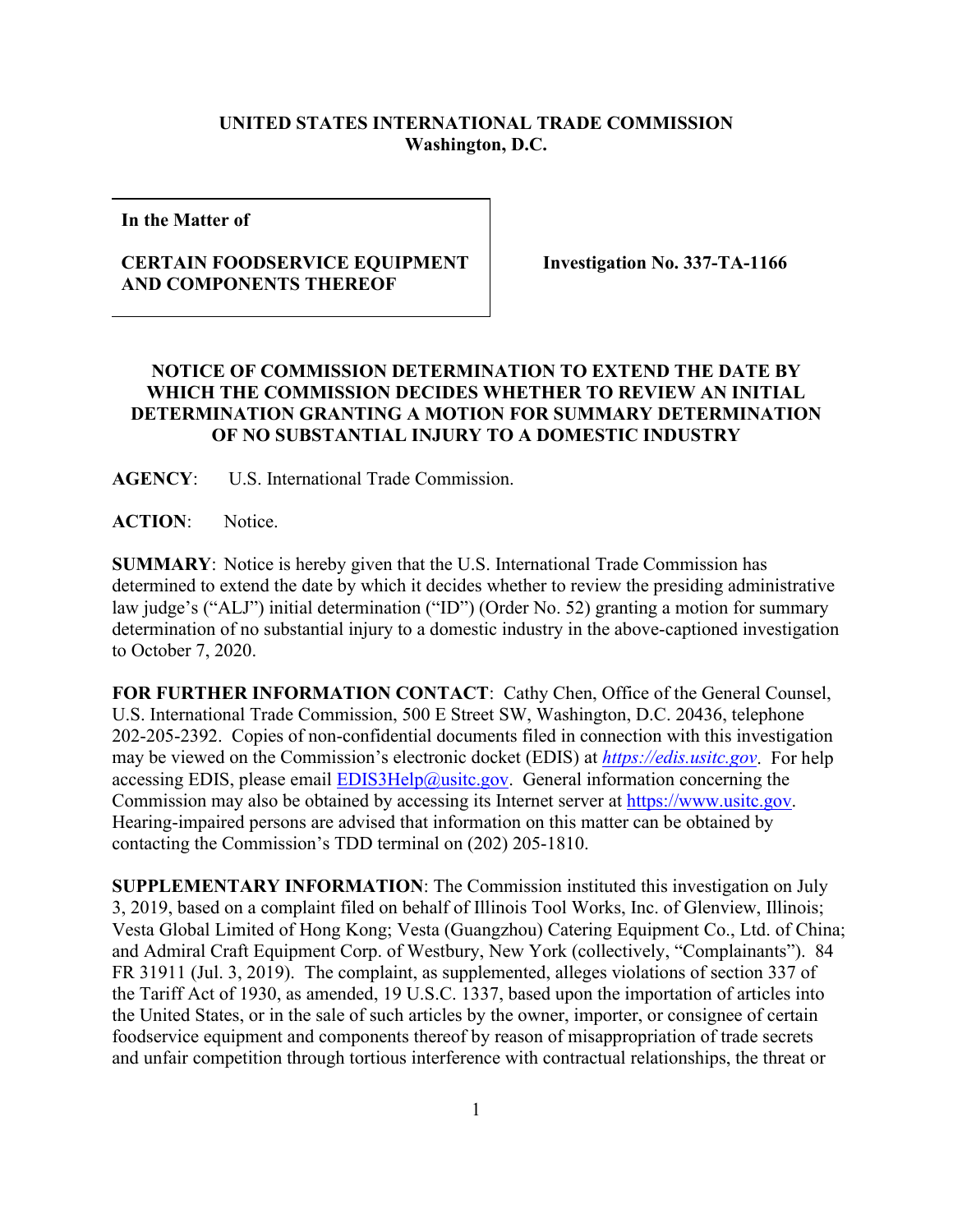**UNITED STATES INTERNATIONAL TRADE COMMISSION**
**Washington, D.C.**

| In the Matter of<br><br>**CERTAIN FOODSERVICE EQUIPMENT AND COMPONENTS THEREOF** | **Investigation No. 337-TA-1166** |
|---|---|

**NOTICE OF COMMISSION DETERMINATION TO EXTEND THE DATE BY WHICH THE COMMISSION DECIDES WHETHER TO REVIEW AN INITIAL DETERMINATION GRANTING A MOTION FOR SUMMARY DETERMINATION OF NO SUBSTANTIAL INJURY TO A DOMESTIC INDUSTRY**

**AGENCY**: U.S. International Trade Commission.

**ACTION**: Notice.

**SUMMARY**: Notice is hereby given that the U.S. International Trade Commission has determined to extend the date by which it decides whether to review the presiding administrative law judge's ("ALJ") initial determination ("ID") (Order No. 52) granting a motion for summary determination of no substantial injury to a domestic industry in the above-captioned investigation to October 7, 2020.

**FOR FURTHER INFORMATION CONTACT**: Cathy Chen, Office of the General Counsel, U.S. International Trade Commission, 500 E Street SW, Washington, D.C. 20436, telephone 202-205-2392. Copies of non-confidential documents filed in connection with this investigation may be viewed on the Commission's electronic docket (EDIS) at *https://edis.usitc.gov*. For help accessing EDIS, please email EDIS3Help@usitc.gov. General information concerning the Commission may also be obtained by accessing its Internet server at https://www.usitc.gov. Hearing-impaired persons are advised that information on this matter can be obtained by contacting the Commission's TDD terminal on (202) 205-1810.

**SUPPLEMENTARY INFORMATION**: The Commission instituted this investigation on July 3, 2019, based on a complaint filed on behalf of Illinois Tool Works, Inc. of Glenview, Illinois; Vesta Global Limited of Hong Kong; Vesta (Guangzhou) Catering Equipment Co., Ltd. of China; and Admiral Craft Equipment Corp. of Westbury, New York (collectively, "Complainants"). 84 FR 31911 (Jul. 3, 2019). The complaint, as supplemented, alleges violations of section 337 of the Tariff Act of 1930, as amended, 19 U.S.C. 1337, based upon the importation of articles into the United States, or in the sale of such articles by the owner, importer, or consignee of certain foodservice equipment and components thereof by reason of misappropriation of trade secrets and unfair competition through tortious interference with contractual relationships, the threat or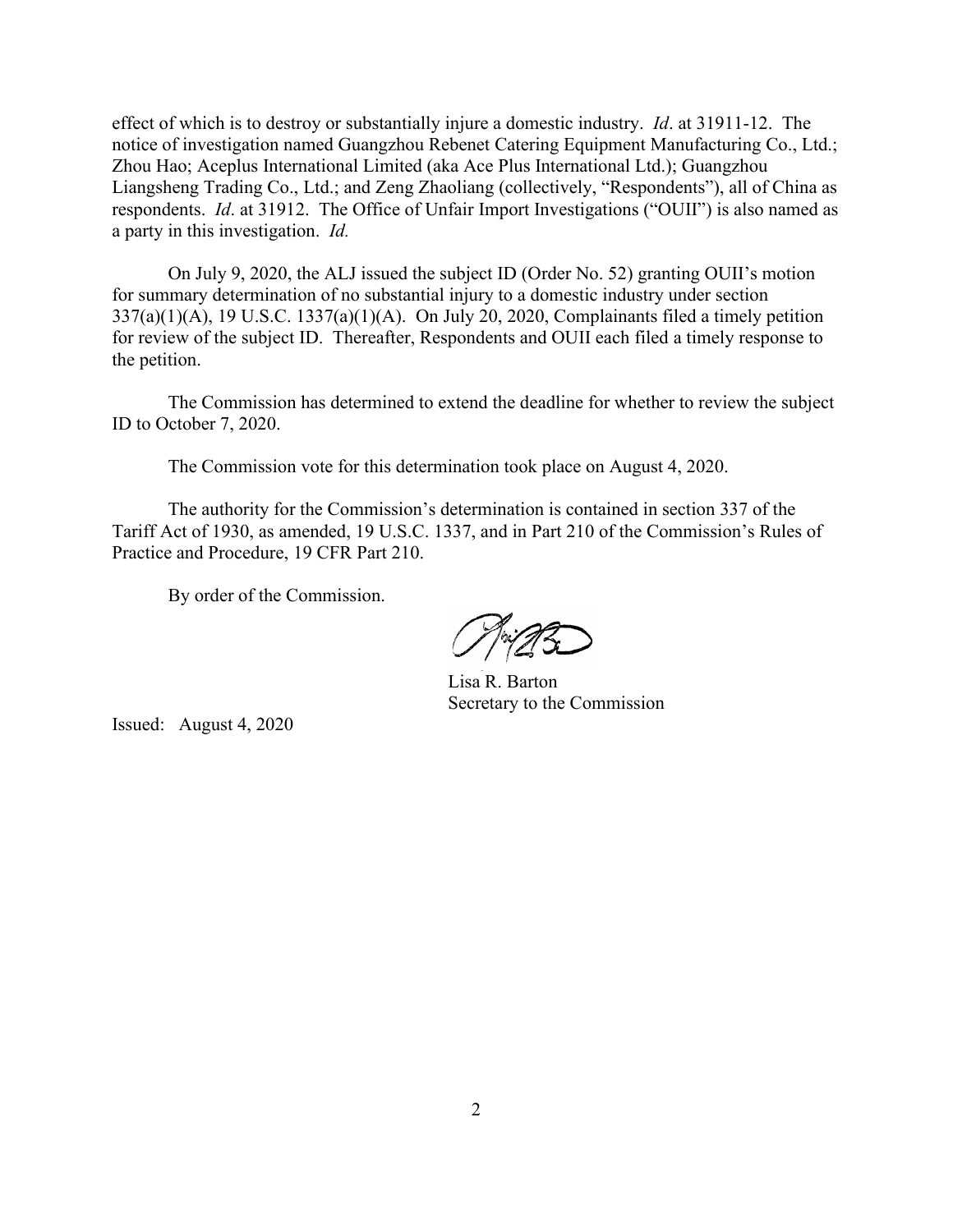effect of which is to destroy or substantially injure a domestic industry. *Id*. at 31911-12. The notice of investigation named Guangzhou Rebenet Catering Equipment Manufacturing Co., Ltd.; Zhou Hao; Aceplus International Limited (aka Ace Plus International Ltd.); Guangzhou Liangsheng Trading Co., Ltd.; and Zeng Zhaoliang (collectively, "Respondents"), all of China as respondents. *Id*. at 31912. The Office of Unfair Import Investigations ("OUII") is also named as a party in this investigation. *Id.*

On July 9, 2020, the ALJ issued the subject ID (Order No. 52) granting OUII's motion for summary determination of no substantial injury to a domestic industry under section 337(a)(1)(A), 19 U.S.C. 1337(a)(1)(A). On July 20, 2020, Complainants filed a timely petition for review of the subject ID. Thereafter, Respondents and OUII each filed a timely response to the petition.

The Commission has determined to extend the deadline for whether to review the subject ID to October 7, 2020.

The Commission vote for this determination took place on August 4, 2020.

The authority for the Commission's determination is contained in section 337 of the Tariff Act of 1930, as amended, 19 U.S.C. 1337, and in Part 210 of the Commission's Rules of Practice and Procedure, 19 CFR Part 210.

By order of the Commission.

Lisa R. Barton
Secretary to the Commission

Issued: August 4, 2020